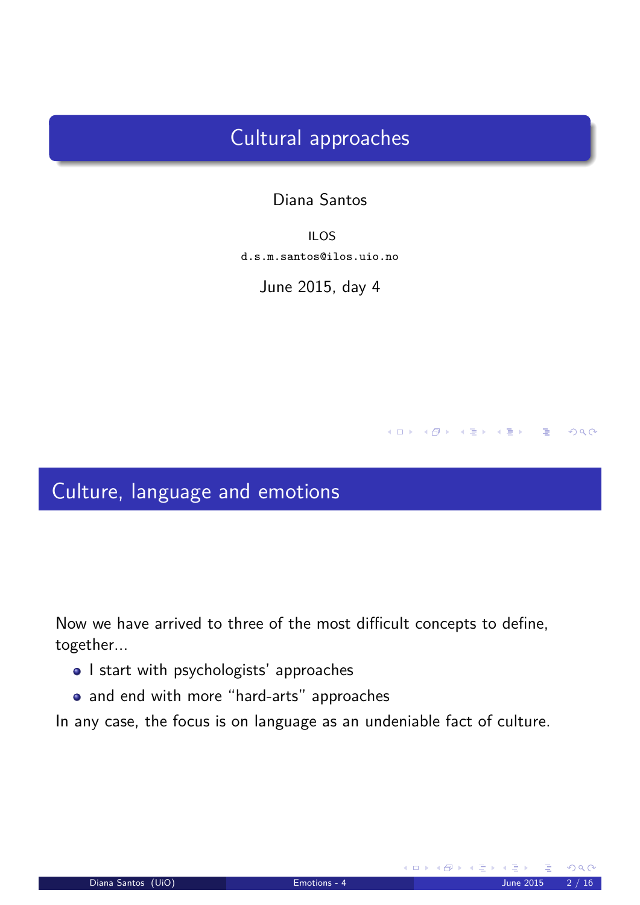# Cultural approaches

Diana Santos

ILOS

d.s.m.santos@ilos.uio.no

June 2015, day 4

## Culture, language and emotions

Now we have arrived to three of the most difficult concepts to define, together...

- I start with psychologists' approaches
- and end with more "hard-arts" approaches

In any case, the focus is on language as an undeniable fact of culture.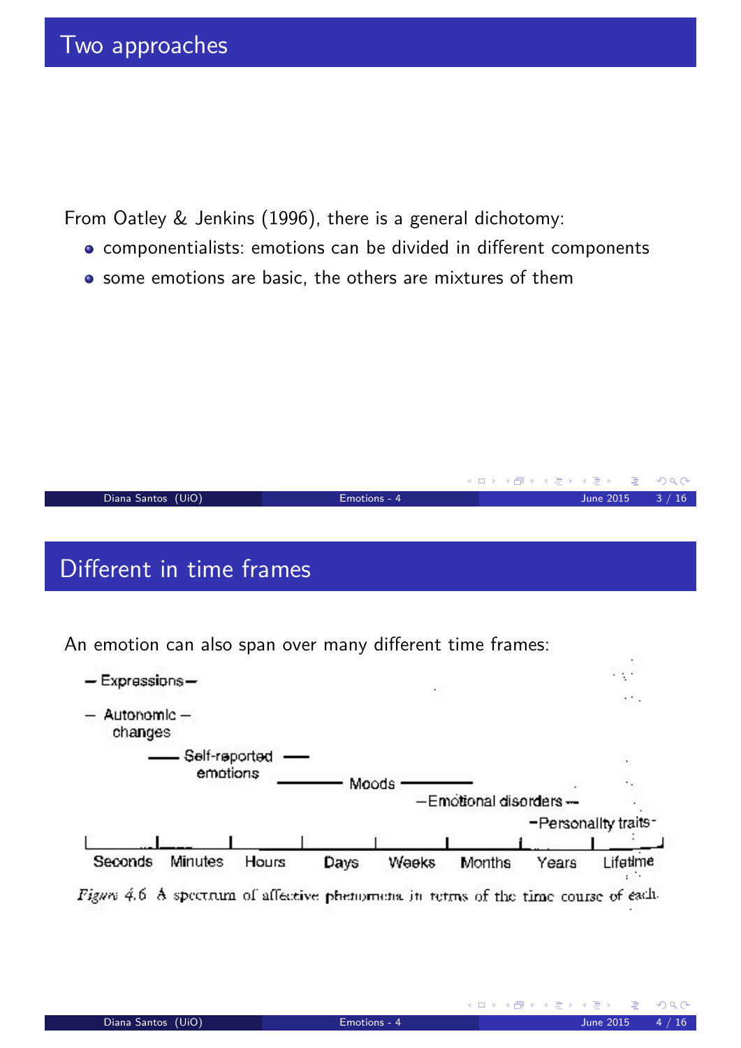## Two approaches

From Oatley & Jenkins (1996), there is a general dichotomy:

- componentialists: emotions can be divided in different components
- some emotions are basic, the others are mixtures of them

## Different in time frames

An emotion can also span over many different time frames:

- Expressions
- Autonomic changes
- Self-reported emotions
- Moods
- Emotional disorders
- Personality traits

Seconds | Minutes | Hours | Days | Weeks | Months | Years | Lifetime

*Figure 4.6* A spectrum of affective phenomena in terms of the time course of each.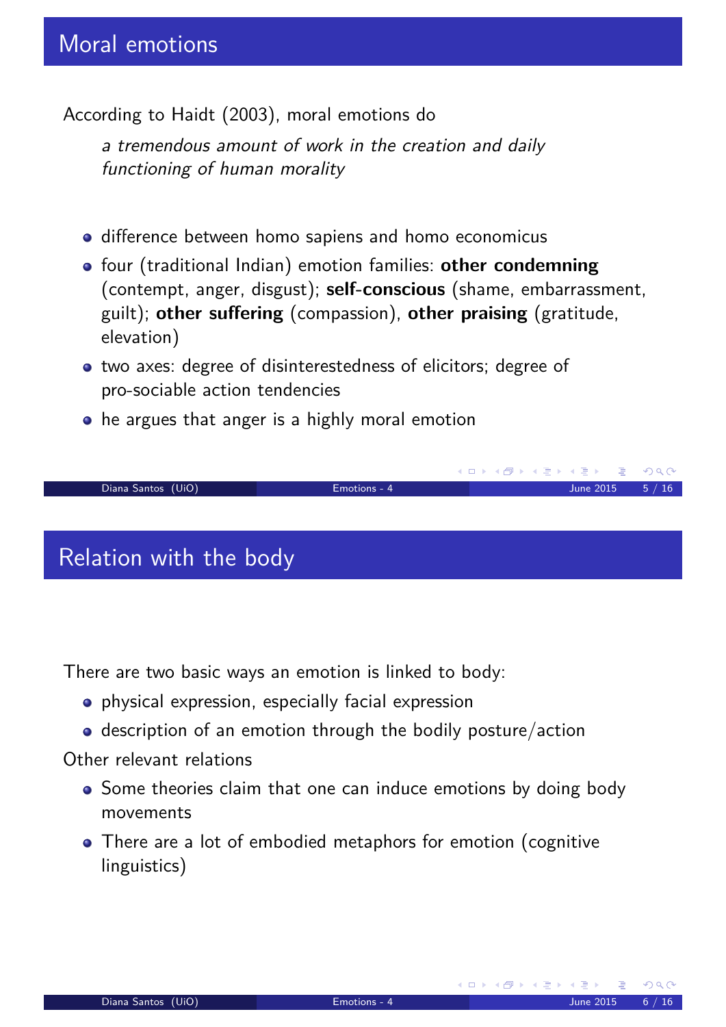## Moral emotions

According to Haidt (2003), moral emotions do

> *a tremendous amount of work in the creation and daily functioning of human morality*

- difference between homo sapiens and homo economicus
- four (traditional Indian) emotion families: **other condemning** (contempt, anger, disgust); **self-conscious** (shame, embarrassment, guilt); **other suffering** (compassion), **other praising** (gratitude, elevation)
- two axes: degree of disinterestedness of elicitors; degree of pro-sociable action tendencies
- he argues that anger is a highly moral emotion

## Relation with the body

There are two basic ways an emotion is linked to body:

- physical expression, especially facial expression
- description of an emotion through the bodily posture/action

Other relevant relations

- Some theories claim that one can induce emotions by doing body movements
- There are a lot of embodied metaphors for emotion (cognitive linguistics)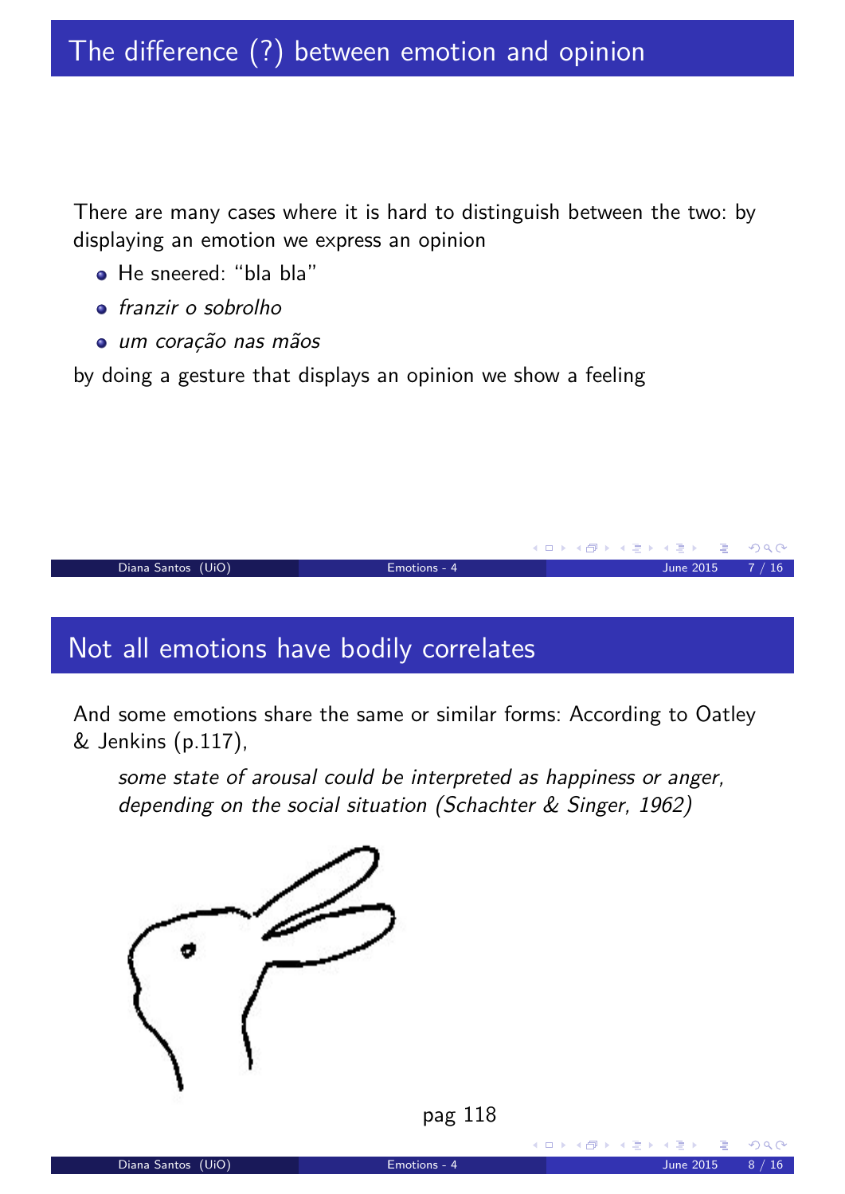## The difference (?) between emotion and opinion

There are many cases where it is hard to distinguish between the two: by displaying an emotion we express an opinion

- He sneered: "bla bla"
- *franzir o sobrolho*
- *um coração nas mãos*

by doing a gesture that displays an opinion we show a feeling

## Not all emotions have bodily correlates

And some emotions share the same or similar forms: According to Oatley & Jenkins (p.117),

> *some state of arousal could be interpreted as happiness or anger, depending on the social situation (Schachter & Singer, 1962)*

pag 118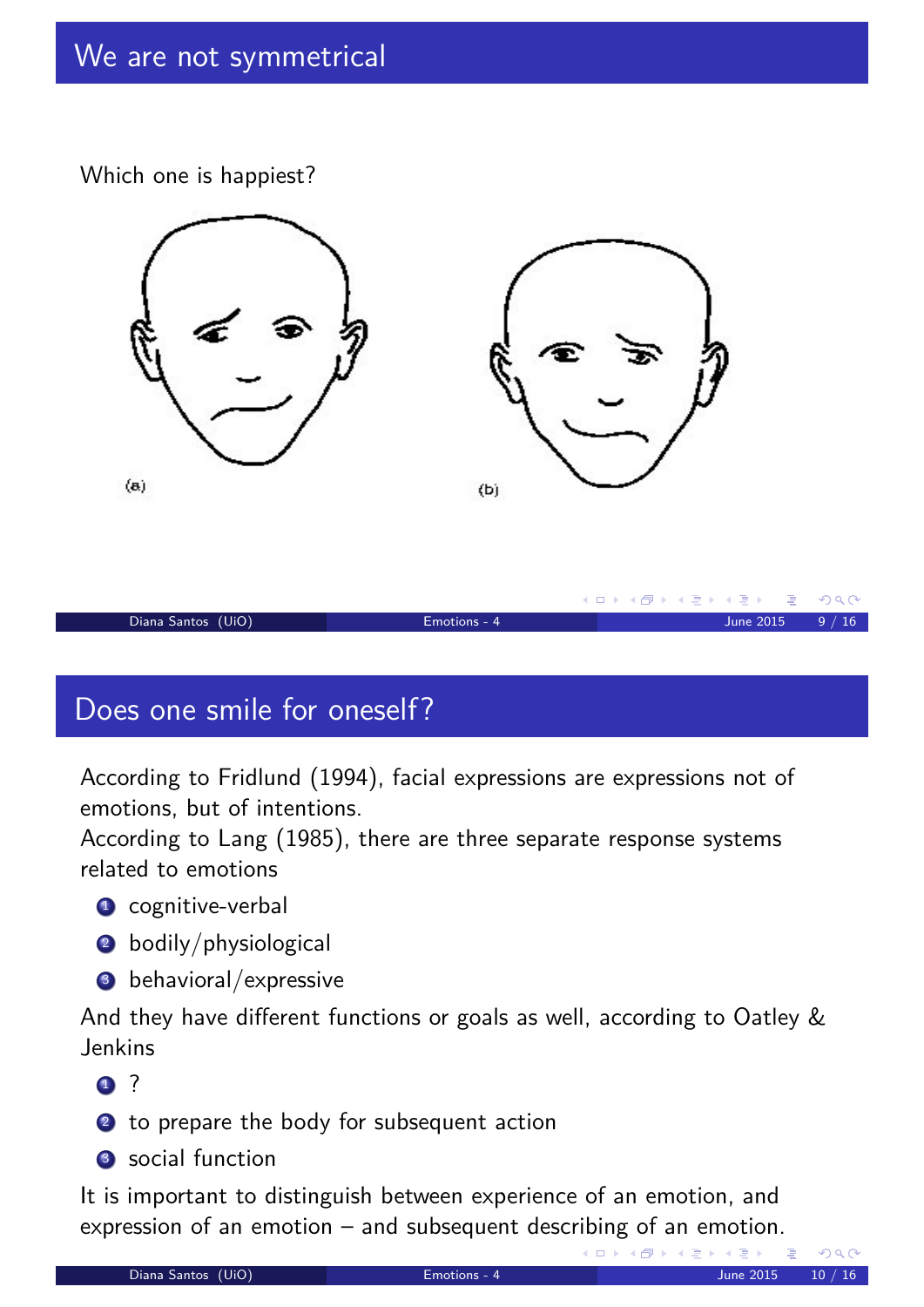## We are not symmetrical

Which one is happiest?

(a)

(b)

## Does one smile for oneself?

According to Fridlund (1994), facial expressions are expressions not of emotions, but of intentions.
According to Lang (1985), there are three separate response systems related to emotions

1. cognitive-verbal
2. bodily/physiological
3. behavioral/expressive

And they have different functions or goals as well, according to Oatley & Jenkins

1. ?
2. to prepare the body for subsequent action
3. social function

It is important to distinguish between experience of an emotion, and expression of an emotion – and subsequent describing of an emotion.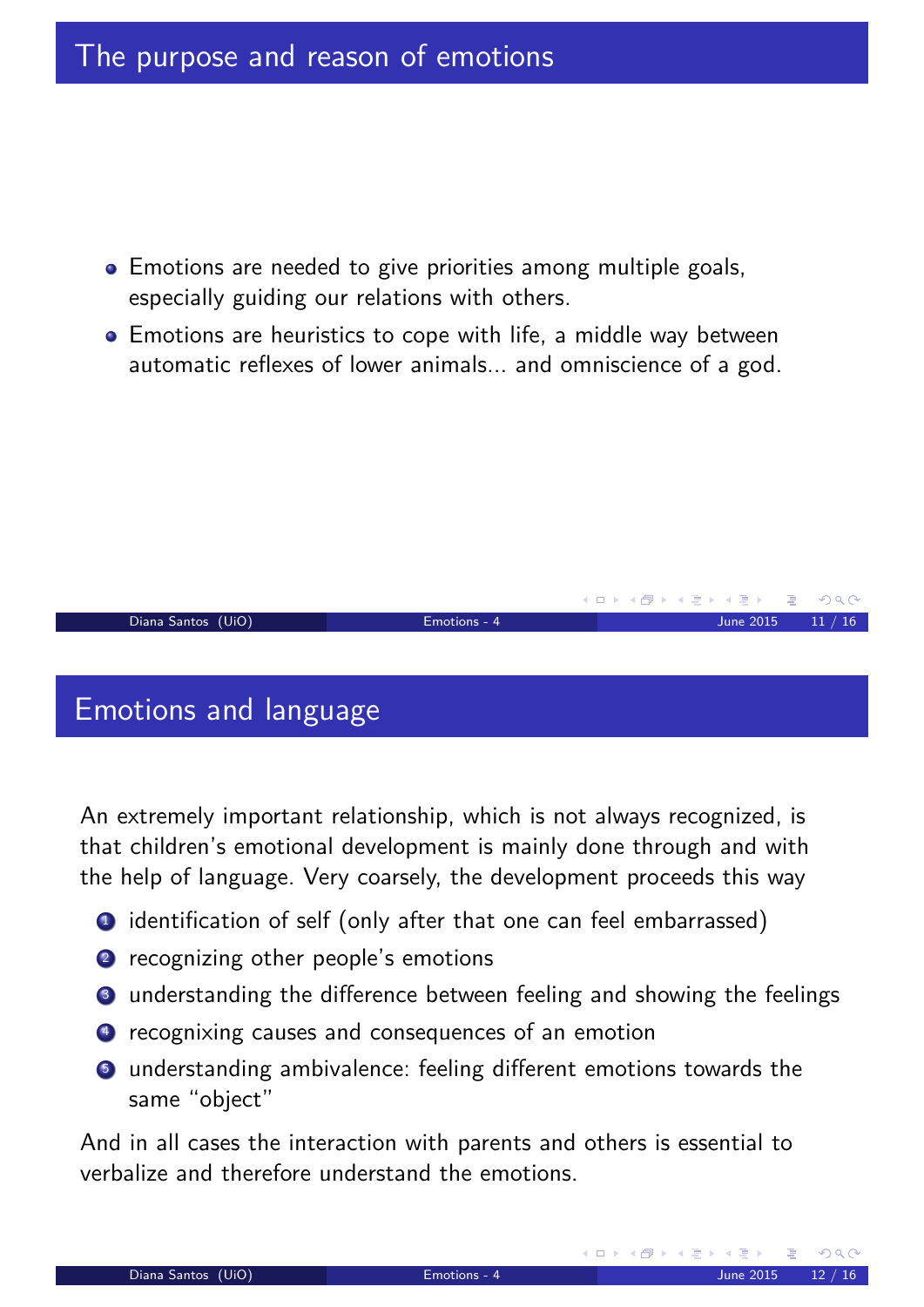## The purpose and reason of emotions

- Emotions are needed to give priorities among multiple goals, especially guiding our relations with others.
- Emotions are heuristics to cope with life, a middle way between automatic reflexes of lower animals... and omniscience of a god.

## Emotions and language

An extremely important relationship, which is not always recognized, is that children's emotional development is mainly done through and with the help of language. Very coarsely, the development proceeds this way

1. identification of self (only after that one can feel embarrassed)
2. recognizing other people's emotions
3. understanding the difference between feeling and showing the feelings
4. recognixing causes and consequences of an emotion
5. understanding ambivalence: feeling different emotions towards the same "object"

And in all cases the interaction with parents and others is essential to verbalize and therefore understand the emotions.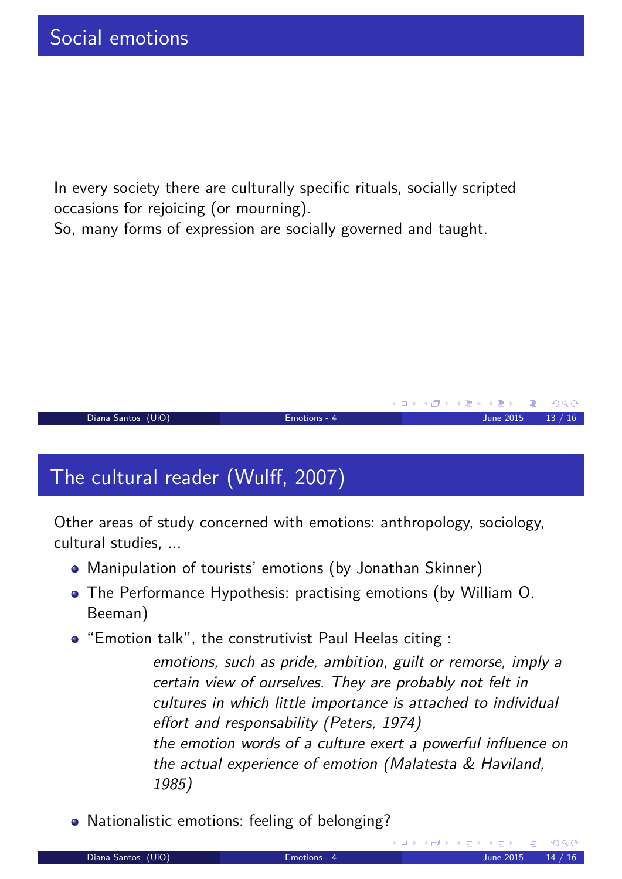## Social emotions

In every society there are culturally specific rituals, socially scripted occasions for rejoicing (or mourning).
So, many forms of expression are socially governed and taught.

## The cultural reader (Wulff, 2007)

Other areas of study concerned with emotions: anthropology, sociology, cultural studies, ...

- Manipulation of tourists' emotions (by Jonathan Skinner)
- The Performance Hypothesis: practising emotions (by William O. Beeman)
- "Emotion talk", the construtivist Paul Heelas citing :

  > *emotions, such as pride, ambition, guilt or remorse, imply a certain view of ourselves. They are probably not felt in cultures in which little importance is attached to individual effort and responsability (Peters, 1974)*
  > *the emotion words of a culture exert a powerful influence on the actual experience of emotion (Malatesta & Haviland, 1985)*

- Nationalistic emotions: feeling of belonging?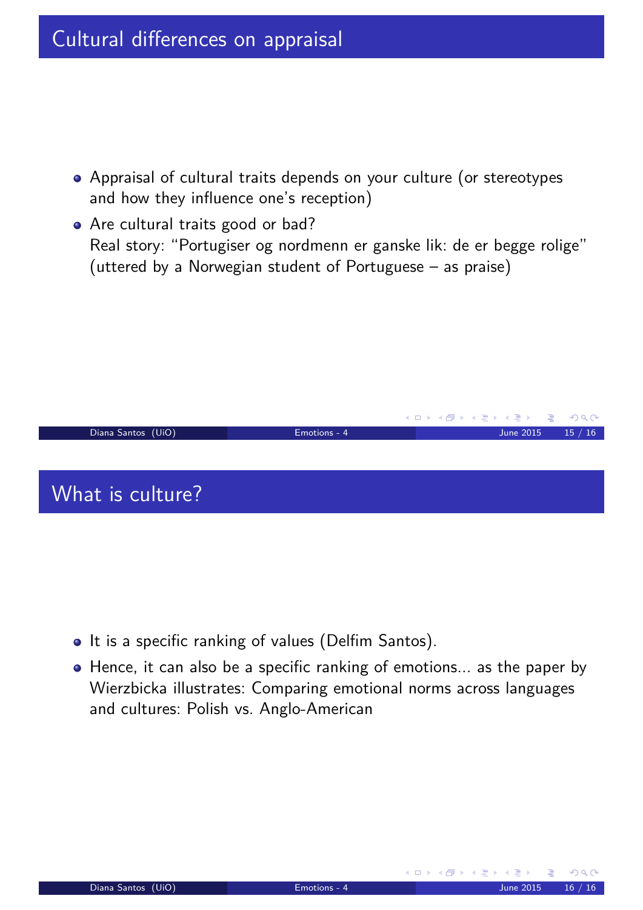## Cultural differences on appraisal

- Appraisal of cultural traits depends on your culture (or stereotypes and how they influence one's reception)
- Are cultural traits good or bad?
  Real story: "Portugiser og nordmenn er ganske lik: de er begge rolige" (uttered by a Norwegian student of Portuguese – as praise)

## What is culture?

- It is a specific ranking of values (Delfim Santos).
- Hence, it can also be a specific ranking of emotions... as the paper by Wierzbicka illustrates: Comparing emotional norms across languages and cultures: Polish vs. Anglo-American